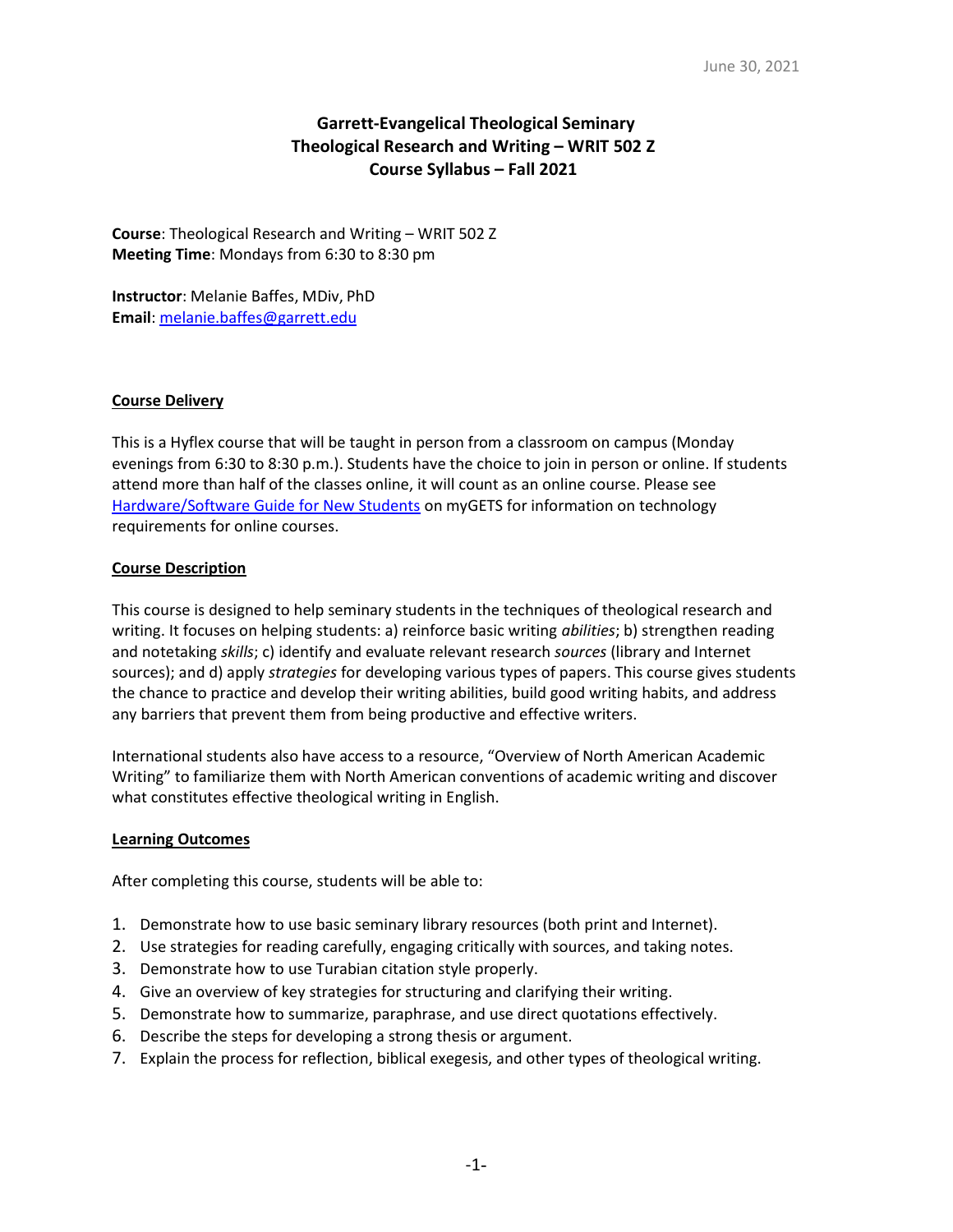June 30, 2021

# Garrett-Evangelical Theological Seminary
# Theological Research and Writing – WRIT 502 Z
# Course Syllabus – Fall 2021

**Course**: Theological Research and Writing – WRIT 502 Z
**Meeting Time**: Mondays from 6:30 to 8:30 pm

**Instructor**: Melanie Baffes, MDiv, PhD
**Email**: melanie.baffes@garrett.edu

## Course Delivery

This is a Hyflex course that will be taught in person from a classroom on campus (Monday evenings from 6:30 to 8:30 p.m.). Students have the choice to join in person or online. If students attend more than half of the classes online, it will count as an online course. Please see Hardware/Software Guide for New Students on myGETS for information on technology requirements for online courses.

## Course Description

This course is designed to help seminary students in the techniques of theological research and writing. It focuses on helping students: a) reinforce basic writing *abilities*; b) strengthen reading and notetaking *skills*; c) identify and evaluate relevant research *sources* (library and Internet sources); and d) apply *strategies* for developing various types of papers. This course gives students the chance to practice and develop their writing abilities, build good writing habits, and address any barriers that prevent them from being productive and effective writers.

International students also have access to a resource, "Overview of North American Academic Writing" to familiarize them with North American conventions of academic writing and discover what constitutes effective theological writing in English.

## Learning Outcomes

After completing this course, students will be able to:

1. Demonstrate how to use basic seminary library resources (both print and Internet).
2. Use strategies for reading carefully, engaging critically with sources, and taking notes.
3. Demonstrate how to use Turabian citation style properly.
4. Give an overview of key strategies for structuring and clarifying their writing.
5. Demonstrate how to summarize, paraphrase, and use direct quotations effectively.
6. Describe the steps for developing a strong thesis or argument.
7. Explain the process for reflection, biblical exegesis, and other types of theological writing.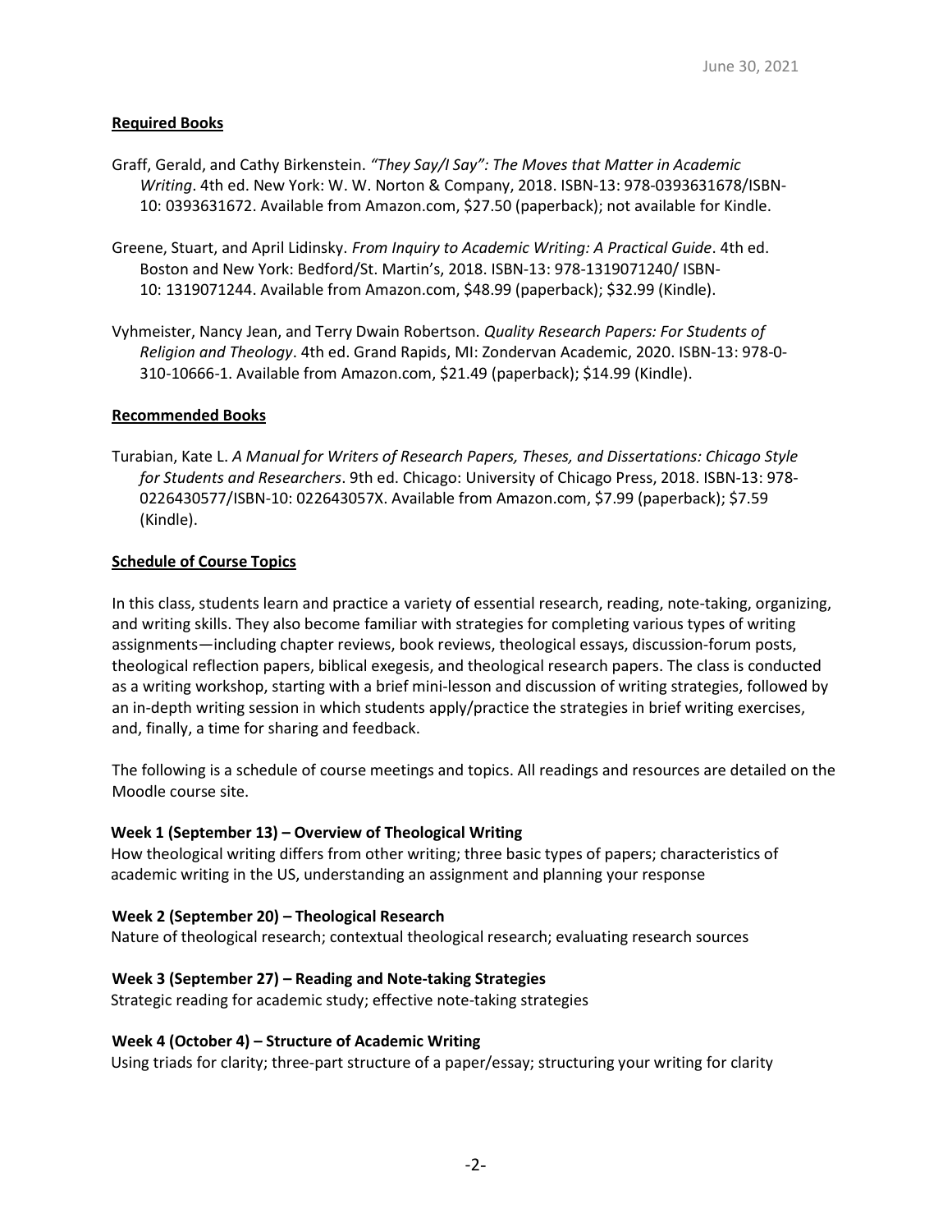## Required Books

Graff, Gerald, and Cathy Birkenstein. *"They Say/I Say": The Moves that Matter in Academic Writing*. 4th ed. New York: W. W. Norton & Company, 2018. ISBN-13: 978-0393631678/ISBN-10: 0393631672. Available from Amazon.com, $27.50 (paperback); not available for Kindle.

Greene, Stuart, and April Lidinsky. *From Inquiry to Academic Writing: A Practical Guide*. 4th ed. Boston and New York: Bedford/St. Martin's, 2018. ISBN-13: 978-1319071240/ ISBN-10: 1319071244. Available from Amazon.com, $48.99 (paperback); $32.99 (Kindle).

Vyhmeister, Nancy Jean, and Terry Dwain Robertson. *Quality Research Papers: For Students of Religion and Theology*. 4th ed. Grand Rapids, MI: Zondervan Academic, 2020. ISBN-13: 978-0-310-10666-1. Available from Amazon.com, $21.49 (paperback); $14.99 (Kindle).

## Recommended Books

Turabian, Kate L. *A Manual for Writers of Research Papers, Theses, and Dissertations: Chicago Style for Students and Researchers*. 9th ed. Chicago: University of Chicago Press, 2018. ISBN-13: 978-0226430577/ISBN-10: 022643057X. Available from Amazon.com, $7.99 (paperback); $7.59 (Kindle).

## Schedule of Course Topics

In this class, students learn and practice a variety of essential research, reading, note-taking, organizing, and writing skills. They also become familiar with strategies for completing various types of writing assignments—including chapter reviews, book reviews, theological essays, discussion-forum posts, theological reflection papers, biblical exegesis, and theological research papers. The class is conducted as a writing workshop, starting with a brief mini-lesson and discussion of writing strategies, followed by an in-depth writing session in which students apply/practice the strategies in brief writing exercises, and, finally, a time for sharing and feedback.

The following is a schedule of course meetings and topics. All readings and resources are detailed on the Moodle course site.

### Week 1 (September 13) – Overview of Theological Writing

How theological writing differs from other writing; three basic types of papers; characteristics of academic writing in the US, understanding an assignment and planning your response

### Week 2 (September 20) – Theological Research

Nature of theological research; contextual theological research; evaluating research sources

### Week 3 (September 27) – Reading and Note-taking Strategies

Strategic reading for academic study; effective note-taking strategies

### Week 4 (October 4) – Structure of Academic Writing

Using triads for clarity; three-part structure of a paper/essay; structuring your writing for clarity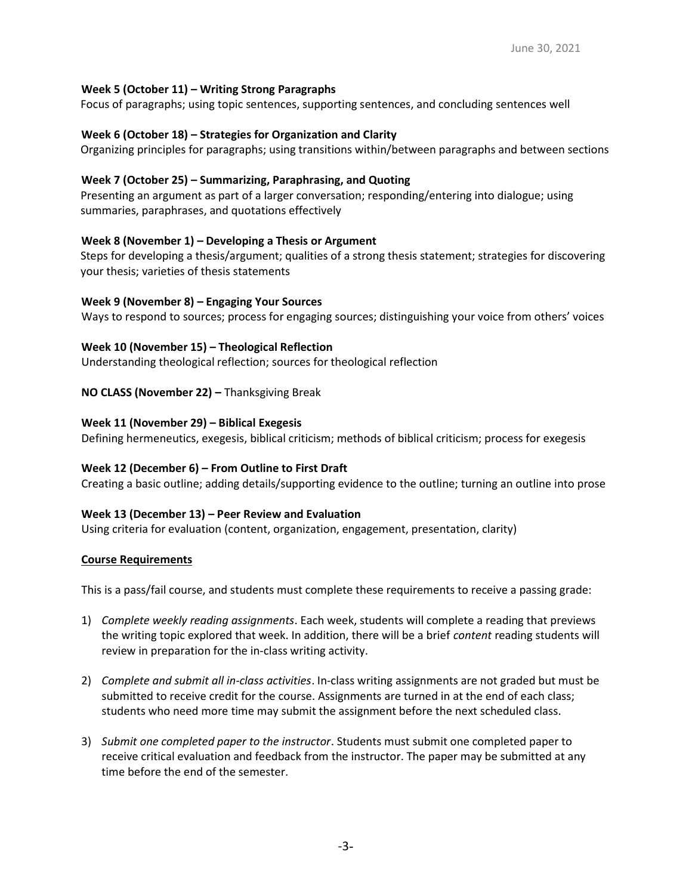**Week 5 (October 11) – Writing Strong Paragraphs**
Focus of paragraphs; using topic sentences, supporting sentences, and concluding sentences well

**Week 6 (October 18) – Strategies for Organization and Clarity**
Organizing principles for paragraphs; using transitions within/between paragraphs and between sections

**Week 7 (October 25) – Summarizing, Paraphrasing, and Quoting**
Presenting an argument as part of a larger conversation; responding/entering into dialogue; using summaries, paraphrases, and quotations effectively

**Week 8 (November 1) – Developing a Thesis or Argument**
Steps for developing a thesis/argument; qualities of a strong thesis statement; strategies for discovering your thesis; varieties of thesis statements

**Week 9 (November 8) – Engaging Your Sources**
Ways to respond to sources; process for engaging sources; distinguishing your voice from others' voices

**Week 10 (November 15) – Theological Reflection**
Understanding theological reflection; sources for theological reflection

**NO CLASS (November 22) –** Thanksgiving Break

**Week 11 (November 29) – Biblical Exegesis**
Defining hermeneutics, exegesis, biblical criticism; methods of biblical criticism; process for exegesis

**Week 12 (December 6) – From Outline to First Draft**
Creating a basic outline; adding details/supporting evidence to the outline; turning an outline into prose

**Week 13 (December 13) – Peer Review and Evaluation**
Using criteria for evaluation (content, organization, engagement, presentation, clarity)

## Course Requirements

This is a pass/fail course, and students must complete these requirements to receive a passing grade:

1) *Complete weekly reading assignments*. Each week, students will complete a reading that previews the writing topic explored that week. In addition, there will be a brief *content* reading students will review in preparation for the in-class writing activity.

2) *Complete and submit all in-class activities*. In-class writing assignments are not graded but must be submitted to receive credit for the course. Assignments are turned in at the end of each class; students who need more time may submit the assignment before the next scheduled class.

3) *Submit one completed paper to the instructor*. Students must submit one completed paper to receive critical evaluation and feedback from the instructor. The paper may be submitted at any time before the end of the semester.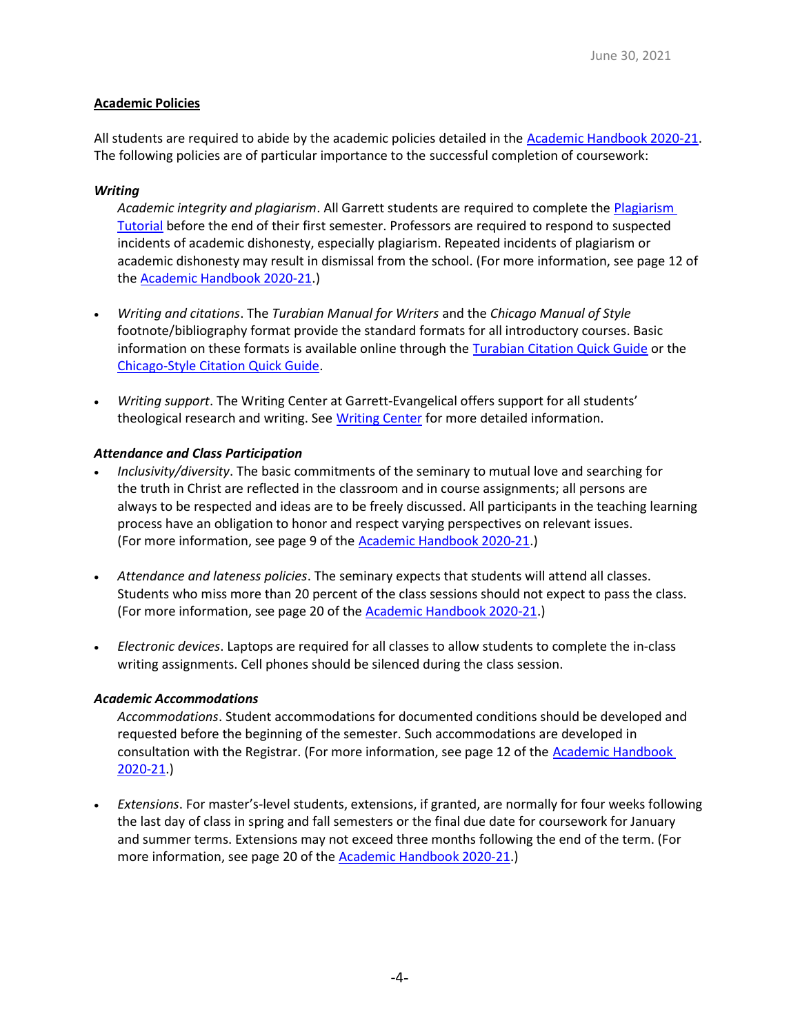**Academic Policies**

All students are required to abide by the academic policies detailed in the Academic Handbook 2020-21. The following policies are of particular importance to the successful completion of coursework:

***Writing***

*Academic integrity and plagiarism*. All Garrett students are required to complete the Plagiarism Tutorial before the end of their first semester. Professors are required to respond to suspected incidents of academic dishonesty, especially plagiarism. Repeated incidents of plagiarism or academic dishonesty may result in dismissal from the school. (For more information, see page 12 of the Academic Handbook 2020-21.)

- *Writing and citations*. The *Turabian Manual for Writers* and the *Chicago Manual of Style* footnote/bibliography format provide the standard formats for all introductory courses. Basic information on these formats is available online through the Turabian Citation Quick Guide or the Chicago-Style Citation Quick Guide.

- *Writing support*. The Writing Center at Garrett-Evangelical offers support for all students' theological research and writing. See Writing Center for more detailed information.

***Attendance and Class Participation***

- *Inclusivity/diversity*. The basic commitments of the seminary to mutual love and searching for the truth in Christ are reflected in the classroom and in course assignments; all persons are always to be respected and ideas are to be freely discussed. All participants in the teaching learning process have an obligation to honor and respect varying perspectives on relevant issues. (For more information, see page 9 of the Academic Handbook 2020-21.)

- *Attendance and lateness policies*. The seminary expects that students will attend all classes. Students who miss more than 20 percent of the class sessions should not expect to pass the class. (For more information, see page 20 of the Academic Handbook 2020-21.)

- *Electronic devices*. Laptops are required for all classes to allow students to complete the in-class writing assignments. Cell phones should be silenced during the class session.

***Academic Accommodations***

*Accommodations*. Student accommodations for documented conditions should be developed and requested before the beginning of the semester. Such accommodations are developed in consultation with the Registrar. (For more information, see page 12 of the Academic Handbook 2020-21.)

- *Extensions*. For master's-level students, extensions, if granted, are normally for four weeks following the last day of class in spring and fall semesters or the final due date for coursework for January and summer terms. Extensions may not exceed three months following the end of the term. (For more information, see page 20 of the Academic Handbook 2020-21.)